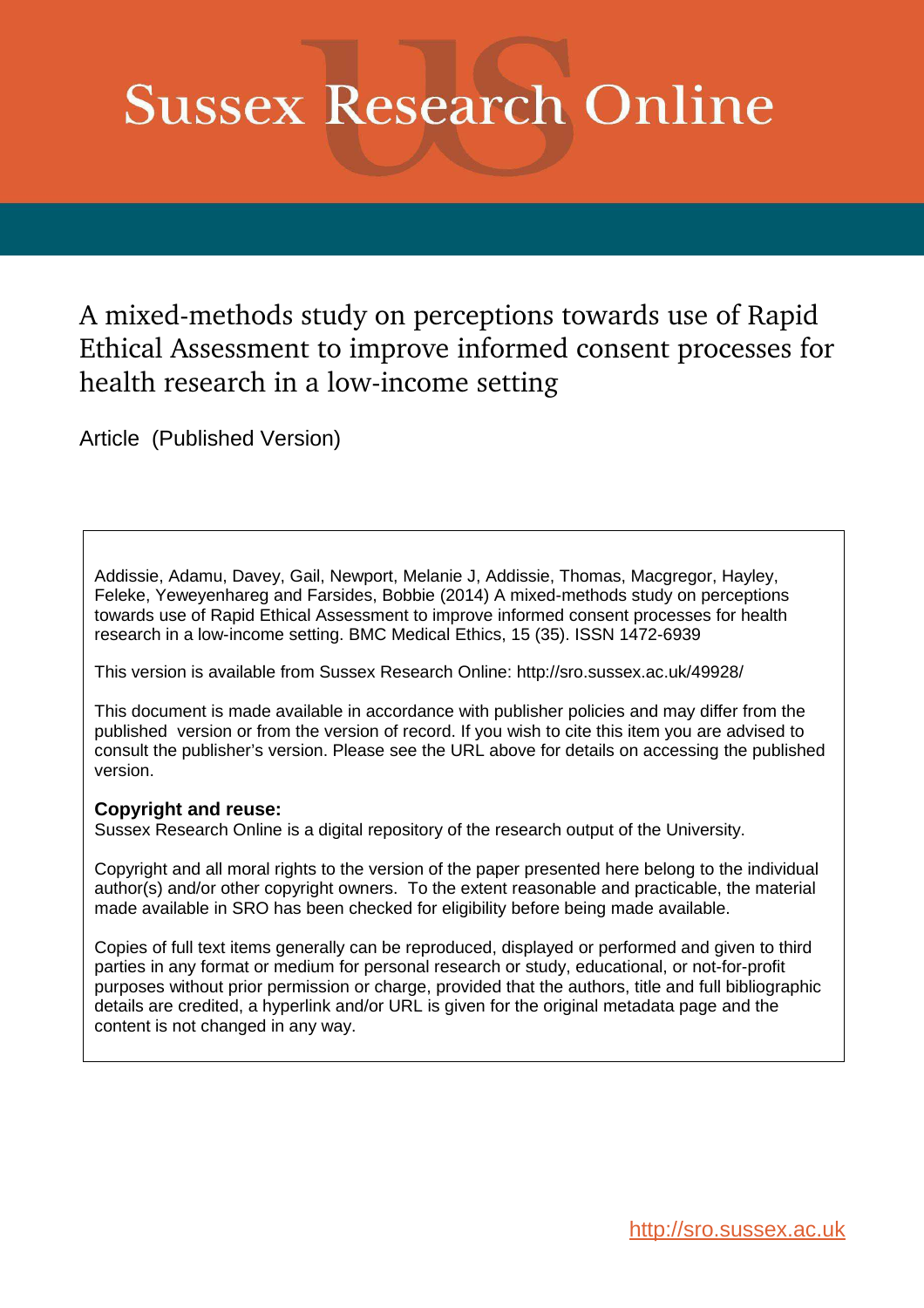# Sussex Research Online

## A mixed-methods study on perceptions towards use of Rapid Ethical Assessment to improve informed consent processes for health research in a low-income setting

Article (Published Version)

Addissie, Adamu, Davey, Gail, Newport, Melanie J, Addissie, Thomas, Macgregor, Hayley, Feleke, Yeweyenhareg and Farsides, Bobbie (2014) A mixed-methods study on perceptions towards use of Rapid Ethical Assessment to improve informed consent processes for health research in a low-income setting. BMC Medical Ethics, 15 (35). ISSN 1472-6939

This version is available from Sussex Research Online: http://sro.sussex.ac.uk/49928/

This document is made available in accordance with publisher policies and may differ from the published version or from the version of record. If you wish to cite this item you are advised to consult the publisher's version. Please see the URL above for details on accessing the published version.

**Copyright and reuse:**
Sussex Research Online is a digital repository of the research output of the University.

Copyright and all moral rights to the version of the paper presented here belong to the individual author(s) and/or other copyright owners. To the extent reasonable and practicable, the material made available in SRO has been checked for eligibility before being made available.

Copies of full text items generally can be reproduced, displayed or performed and given to third parties in any format or medium for personal research or study, educational, or not-for-profit purposes without prior permission or charge, provided that the authors, title and full bibliographic details are credited, a hyperlink and/or URL is given for the original metadata page and the content is not changed in any way.

http://sro.sussex.ac.uk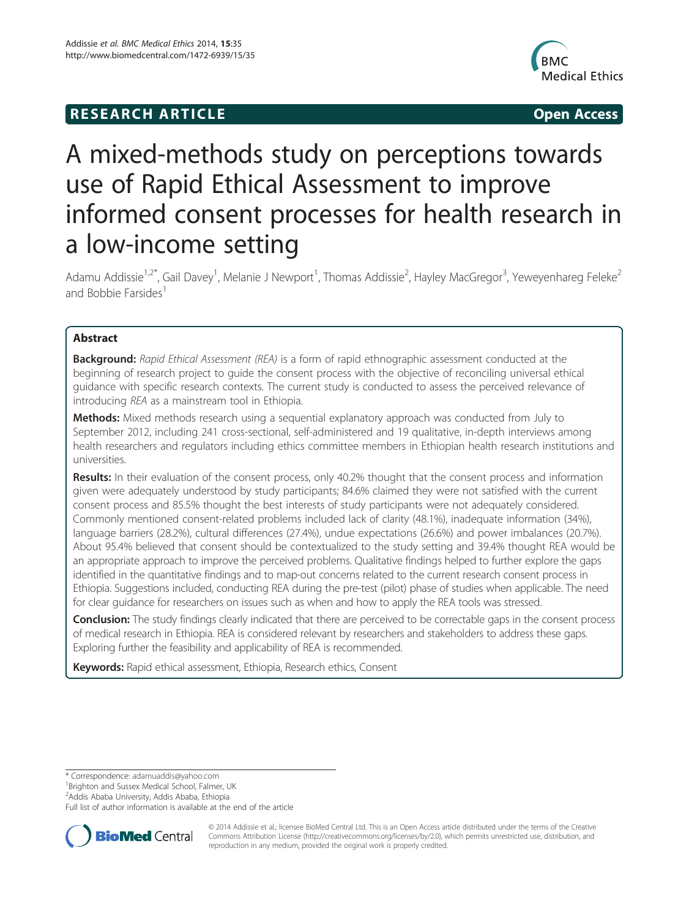# A mixed-methods study on perceptions towards use of Rapid Ethical Assessment to improve informed consent processes for health research in a low-income setting

Adamu Addissie[1,2*], Gail Davey[1], Melanie J Newport[1], Thomas Addissie[2], Hayley MacGregor[3], Yeweyenhareg Feleke[2] and Bobbie Farsides[1]

## Abstract

**Background:** *Rapid Ethical Assessment (REA)* is a form of rapid ethnographic assessment conducted at the beginning of research project to guide the consent process with the objective of reconciling universal ethical guidance with specific research contexts. The current study is conducted to assess the perceived relevance of introducing *REA* as a mainstream tool in Ethiopia.

**Methods:** Mixed methods research using a sequential explanatory approach was conducted from July to September 2012, including 241 cross-sectional, self-administered and 19 qualitative, in-depth interviews among health researchers and regulators including ethics committee members in Ethiopian health research institutions and universities.

**Results:** In their evaluation of the consent process, only 40.2% thought that the consent process and information given were adequately understood by study participants; 84.6% claimed they were not satisfied with the current consent process and 85.5% thought the best interests of study participants were not adequately considered. Commonly mentioned consent-related problems included lack of clarity (48.1%), inadequate information (34%), language barriers (28.2%), cultural differences (27.4%), undue expectations (26.6%) and power imbalances (20.7%). About 95.4% believed that consent should be contextualized to the study setting and 39.4% thought REA would be an appropriate approach to improve the perceived problems. Qualitative findings helped to further explore the gaps identified in the quantitative findings and to map-out concerns related to the current research consent process in Ethiopia. Suggestions included, conducting REA during the pre-test (pilot) phase of studies when applicable. The need for clear guidance for researchers on issues such as when and how to apply the REA tools was stressed.

**Conclusion:** The study findings clearly indicated that there are perceived to be correctable gaps in the consent process of medical research in Ethiopia. REA is considered relevant by researchers and stakeholders to address these gaps. Exploring further the feasibility and applicability of REA is recommended.

**Keywords:** Rapid ethical assessment, Ethiopia, Research ethics, Consent

\* Correspondence: adamuaddis@yahoo.com
[1]Brighton and Sussex Medical School, Falmer, UK
[2]Addis Ababa University, Addis Ababa, Ethiopia
Full list of author information is available at the end of the article

© 2014 Addissie et al.; licensee BioMed Central Ltd. This is an Open Access article distributed under the terms of the Creative Commons Attribution License (http://creativecommons.org/licenses/by/2.0), which permits unrestricted use, distribution, and reproduction in any medium, provided the original work is properly credited.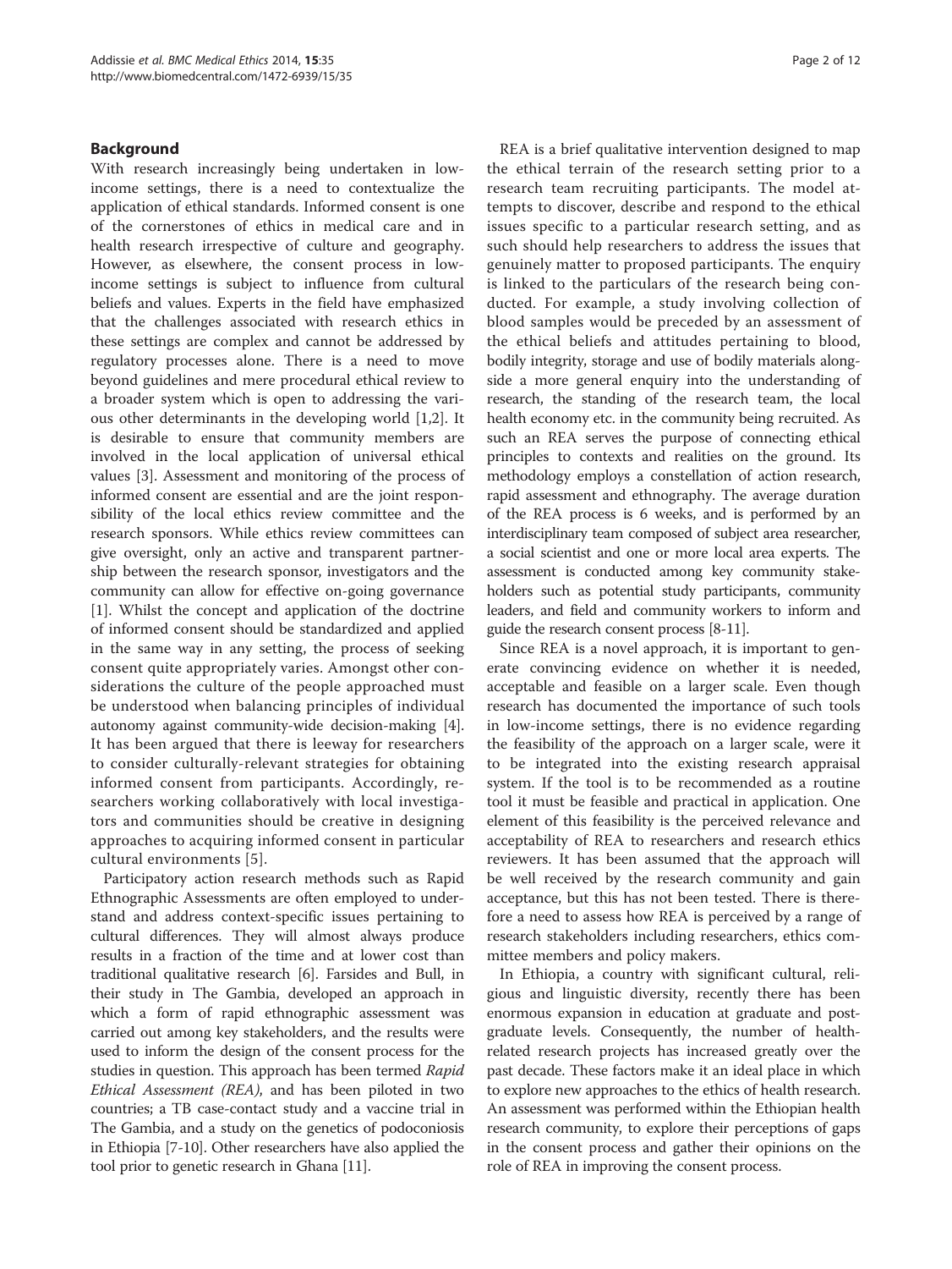## Background

With research increasingly being undertaken in low-income settings, there is a need to contextualize the application of ethical standards. Informed consent is one of the cornerstones of ethics in medical care and in health research irrespective of culture and geography. However, as elsewhere, the consent process in low-income settings is subject to influence from cultural beliefs and values. Experts in the field have emphasized that the challenges associated with research ethics in these settings are complex and cannot be addressed by regulatory processes alone. There is a need to move beyond guidelines and mere procedural ethical review to a broader system which is open to addressing the various other determinants in the developing world [1,2]. It is desirable to ensure that community members are involved in the local application of universal ethical values [3]. Assessment and monitoring of the process of informed consent are essential and are the joint responsibility of the local ethics review committee and the research sponsors. While ethics review committees can give oversight, only an active and transparent partnership between the research sponsor, investigators and the community can allow for effective on-going governance [1]. Whilst the concept and application of the doctrine of informed consent should be standardized and applied in the same way in any setting, the process of seeking consent quite appropriately varies. Amongst other considerations the culture of the people approached must be understood when balancing principles of individual autonomy against community-wide decision-making [4]. It has been argued that there is leeway for researchers to consider culturally-relevant strategies for obtaining informed consent from participants. Accordingly, researchers working collaboratively with local investigators and communities should be creative in designing approaches to acquiring informed consent in particular cultural environments [5].

Participatory action research methods such as Rapid Ethnographic Assessments are often employed to understand and address context-specific issues pertaining to cultural differences. They will almost always produce results in a fraction of the time and at lower cost than traditional qualitative research [6]. Farsides and Bull, in their study in The Gambia, developed an approach in which a form of rapid ethnographic assessment was carried out among key stakeholders, and the results were used to inform the design of the consent process for the studies in question. This approach has been termed *Rapid Ethical Assessment (REA)*, and has been piloted in two countries; a TB case-contact study and a vaccine trial in The Gambia, and a study on the genetics of podoconiosis in Ethiopia [7-10]. Other researchers have also applied the tool prior to genetic research in Ghana [11].

REA is a brief qualitative intervention designed to map the ethical terrain of the research setting prior to a research team recruiting participants. The model attempts to discover, describe and respond to the ethical issues specific to a particular research setting, and as such should help researchers to address the issues that genuinely matter to proposed participants. The enquiry is linked to the particulars of the research being conducted. For example, a study involving collection of blood samples would be preceded by an assessment of the ethical beliefs and attitudes pertaining to blood, bodily integrity, storage and use of bodily materials alongside a more general enquiry into the understanding of research, the standing of the research team, the local health economy etc. in the community being recruited. As such an REA serves the purpose of connecting ethical principles to contexts and realities on the ground. Its methodology employs a constellation of action research, rapid assessment and ethnography. The average duration of the REA process is 6 weeks, and is performed by an interdisciplinary team composed of subject area researcher, a social scientist and one or more local area experts. The assessment is conducted among key community stakeholders such as potential study participants, community leaders, and field and community workers to inform and guide the research consent process [8-11].

Since REA is a novel approach, it is important to generate convincing evidence on whether it is needed, acceptable and feasible on a larger scale. Even though research has documented the importance of such tools in low-income settings, there is no evidence regarding the feasibility of the approach on a larger scale, were it to be integrated into the existing research appraisal system. If the tool is to be recommended as a routine tool it must be feasible and practical in application. One element of this feasibility is the perceived relevance and acceptability of REA to researchers and research ethics reviewers. It has been assumed that the approach will be well received by the research community and gain acceptance, but this has not been tested. There is therefore a need to assess how REA is perceived by a range of research stakeholders including researchers, ethics committee members and policy makers.

In Ethiopia, a country with significant cultural, religious and linguistic diversity, recently there has been enormous expansion in education at graduate and post-graduate levels. Consequently, the number of health-related research projects has increased greatly over the past decade. These factors make it an ideal place in which to explore new approaches to the ethics of health research. An assessment was performed within the Ethiopian health research community, to explore their perceptions of gaps in the consent process and gather their opinions on the role of REA in improving the consent process.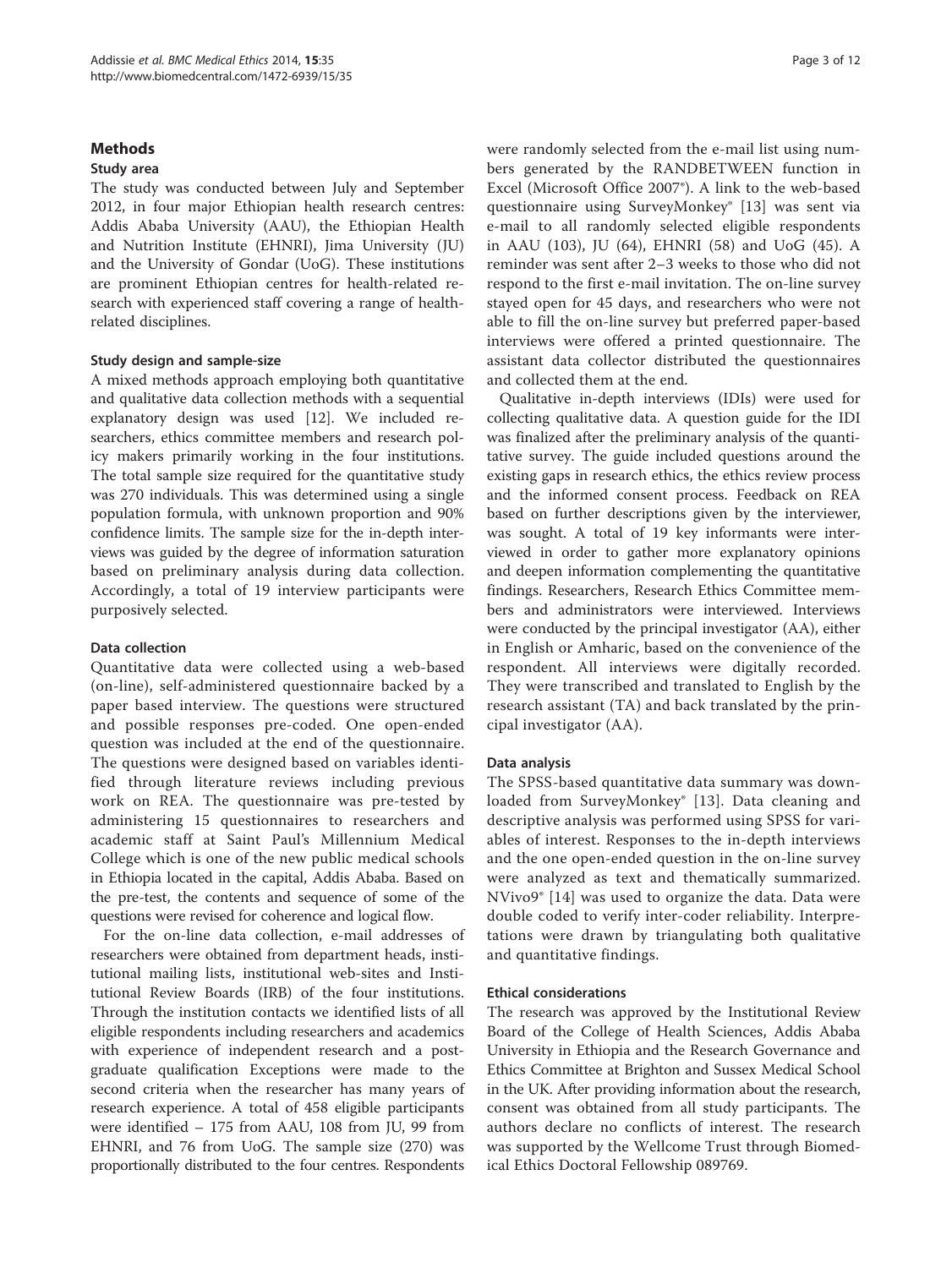## Methods

### Study area

The study was conducted between July and September 2012, in four major Ethiopian health research centres: Addis Ababa University (AAU), the Ethiopian Health and Nutrition Institute (EHNRI), Jima University (JU) and the University of Gondar (UoG). These institutions are prominent Ethiopian centres for health-related research with experienced staff covering a range of health-related disciplines.

### Study design and sample-size

A mixed methods approach employing both quantitative and qualitative data collection methods with a sequential explanatory design was used [12]. We included researchers, ethics committee members and research policy makers primarily working in the four institutions. The total sample size required for the quantitative study was 270 individuals. This was determined using a single population formula, with unknown proportion and 90% confidence limits. The sample size for the in-depth interviews was guided by the degree of information saturation based on preliminary analysis during data collection. Accordingly, a total of 19 interview participants were purposively selected.

### Data collection

Quantitative data were collected using a web-based (on-line), self-administered questionnaire backed by a paper based interview. The questions were structured and possible responses pre-coded. One open-ended question was included at the end of the questionnaire. The questions were designed based on variables identified through literature reviews including previous work on REA. The questionnaire was pre-tested by administering 15 questionnaires to researchers and academic staff at Saint Paul's Millennium Medical College which is one of the new public medical schools in Ethiopia located in the capital, Addis Ababa. Based on the pre-test, the contents and sequence of some of the questions were revised for coherence and logical flow.

For the on-line data collection, e-mail addresses of researchers were obtained from department heads, institutional mailing lists, institutional web-sites and Institutional Review Boards (IRB) of the four institutions. Through the institution contacts we identified lists of all eligible respondents including researchers and academics with experience of independent research and a post-graduate qualification Exceptions were made to the second criteria when the researcher has many years of research experience. A total of 458 eligible participants were identified – 175 from AAU, 108 from JU, 99 from EHNRI, and 76 from UoG. The sample size (270) was proportionally distributed to the four centres. Respondents were randomly selected from the e-mail list using numbers generated by the RANDBETWEEN function in Excel (Microsoft Office 2007®). A link to the web-based questionnaire using SurveyMonkey® [13] was sent via e-mail to all randomly selected eligible respondents in AAU (103), JU (64), EHNRI (58) and UoG (45). A reminder was sent after 2–3 weeks to those who did not respond to the first e-mail invitation. The on-line survey stayed open for 45 days, and researchers who were not able to fill the on-line survey but preferred paper-based interviews were offered a printed questionnaire. The assistant data collector distributed the questionnaires and collected them at the end.

Qualitative in-depth interviews (IDIs) were used for collecting qualitative data. A question guide for the IDI was finalized after the preliminary analysis of the quantitative survey. The guide included questions around the existing gaps in research ethics, the ethics review process and the informed consent process. Feedback on REA based on further descriptions given by the interviewer, was sought. A total of 19 key informants were interviewed in order to gather more explanatory opinions and deepen information complementing the quantitative findings. Researchers, Research Ethics Committee members and administrators were interviewed. Interviews were conducted by the principal investigator (AA), either in English or Amharic, based on the convenience of the respondent. All interviews were digitally recorded. They were transcribed and translated to English by the research assistant (TA) and back translated by the principal investigator (AA).

### Data analysis

The SPSS-based quantitative data summary was downloaded from SurveyMonkey® [13]. Data cleaning and descriptive analysis was performed using SPSS for variables of interest. Responses to the in-depth interviews and the one open-ended question in the on-line survey were analyzed as text and thematically summarized. NVivo9® [14] was used to organize the data. Data were double coded to verify inter-coder reliability. Interpretations were drawn by triangulating both qualitative and quantitative findings.

### Ethical considerations

The research was approved by the Institutional Review Board of the College of Health Sciences, Addis Ababa University in Ethiopia and the Research Governance and Ethics Committee at Brighton and Sussex Medical School in the UK. After providing information about the research, consent was obtained from all study participants. The authors declare no conflicts of interest. The research was supported by the Wellcome Trust through Biomedical Ethics Doctoral Fellowship 089769.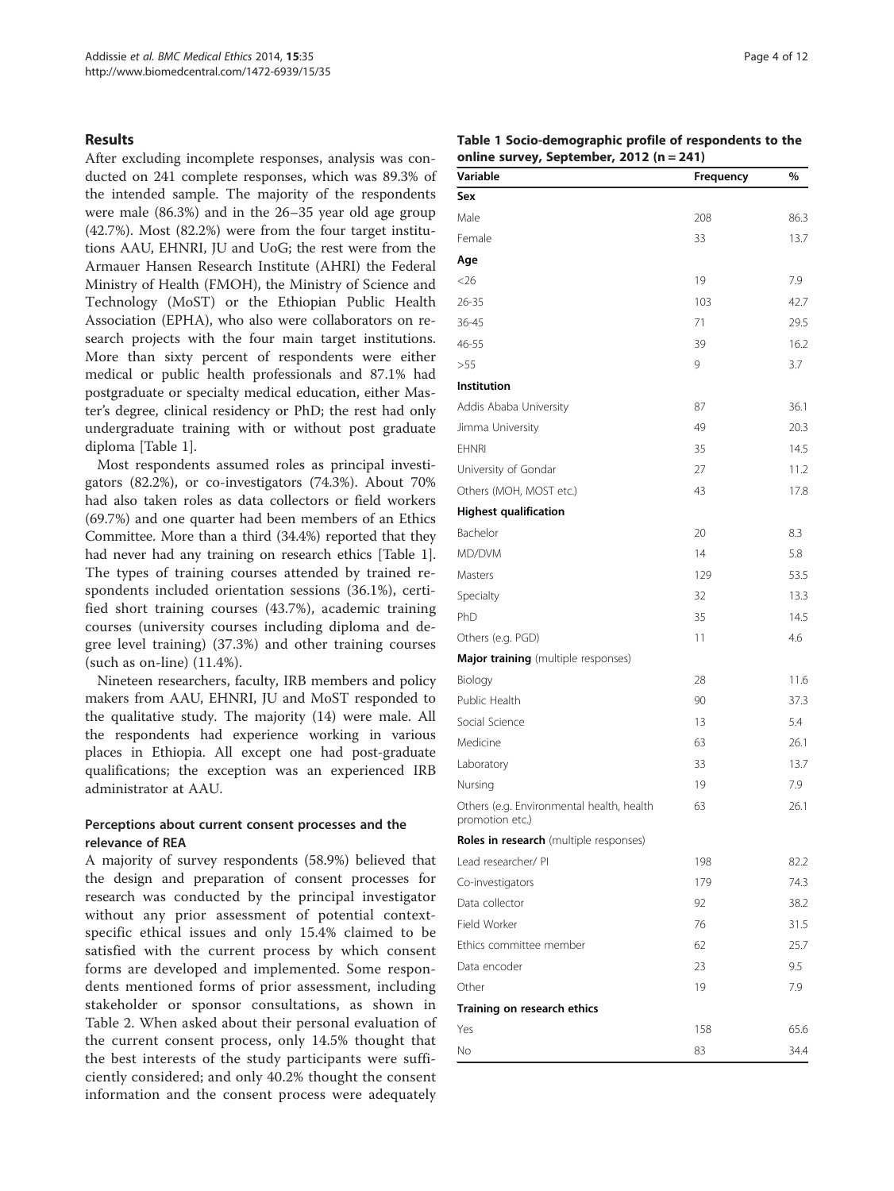## Results

After excluding incomplete responses, analysis was conducted on 241 complete responses, which was 89.3% of the intended sample. The majority of the respondents were male (86.3%) and in the 26–35 year old age group (42.7%). Most (82.2%) were from the four target institutions AAU, EHNRI, JU and UoG; the rest were from the Armauer Hansen Research Institute (AHRI) the Federal Ministry of Health (FMOH), the Ministry of Science and Technology (MoST) or the Ethiopian Public Health Association (EPHA), who also were collaborators on research projects with the four main target institutions. More than sixty percent of respondents were either medical or public health professionals and 87.1% had postgraduate or specialty medical education, either Master's degree, clinical residency or PhD; the rest had only undergraduate training with or without post graduate diploma [Table 1].

Most respondents assumed roles as principal investigators (82.2%), or co-investigators (74.3%). About 70% had also taken roles as data collectors or field workers (69.7%) and one quarter had been members of an Ethics Committee. More than a third (34.4%) reported that they had never had any training on research ethics [Table 1]. The types of training courses attended by trained respondents included orientation sessions (36.1%), certified short training courses (43.7%), academic training courses (university courses including diploma and degree level training) (37.3%) and other training courses (such as on-line) (11.4%).

Nineteen researchers, faculty, IRB members and policy makers from AAU, EHNRI, JU and MoST responded to the qualitative study. The majority (14) were male. All the respondents had experience working in various places in Ethiopia. All except one had post-graduate qualifications; the exception was an experienced IRB administrator at AAU.

### Perceptions about current consent processes and the relevance of REA

A majority of survey respondents (58.9%) believed that the design and preparation of consent processes for research was conducted by the principal investigator without any prior assessment of potential context-specific ethical issues and only 15.4% claimed to be satisfied with the current process by which consent forms are developed and implemented. Some respondents mentioned forms of prior assessment, including stakeholder or sponsor consultations, as shown in Table 2. When asked about their personal evaluation of the current consent process, only 14.5% thought that the best interests of the study participants were sufficiently considered; and only 40.2% thought the consent information and the consent process were adequately

**Table 1 Socio-demographic profile of respondents to the online survey, September, 2012 (n = 241)**

| Variable | Frequency | % |
|---|---|---|
| **Sex** | | |
| Male | 208 | 86.3 |
| Female | 33 | 13.7 |
| **Age** | | |
| <26 | 19 | 7.9 |
| 26-35 | 103 | 42.7 |
| 36-45 | 71 | 29.5 |
| 46-55 | 39 | 16.2 |
| >55 | 9 | 3.7 |
| **Institution** | | |
| Addis Ababa University | 87 | 36.1 |
| Jimma University | 49 | 20.3 |
| EHNRI | 35 | 14.5 |
| University of Gondar | 27 | 11.2 |
| Others (MOH, MOST etc.) | 43 | 17.8 |
| **Highest qualification** | | |
| Bachelor | 20 | 8.3 |
| MD/DVM | 14 | 5.8 |
| Masters | 129 | 53.5 |
| Specialty | 32 | 13.3 |
| PhD | 35 | 14.5 |
| Others (e.g. PGD) | 11 | 4.6 |
| **Major training** (multiple responses) | | |
| Biology | 28 | 11.6 |
| Public Health | 90 | 37.3 |
| Social Science | 13 | 5.4 |
| Medicine | 63 | 26.1 |
| Laboratory | 33 | 13.7 |
| Nursing | 19 | 7.9 |
| Others (e.g. Environmental health, health promotion etc.) | 63 | 26.1 |
| **Roles in research** (multiple responses) | | |
| Lead researcher/ PI | 198 | 82.2 |
| Co-investigators | 179 | 74.3 |
| Data collector | 92 | 38.2 |
| Field Worker | 76 | 31.5 |
| Ethics committee member | 62 | 25.7 |
| Data encoder | 23 | 9.5 |
| Other | 19 | 7.9 |
| **Training on research ethics** | | |
| Yes | 158 | 65.6 |
| No | 83 | 34.4 |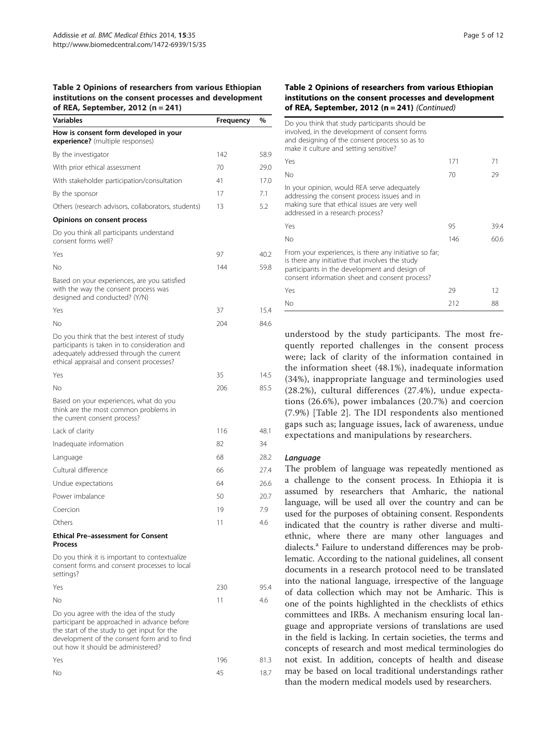**Table 2 Opinions of researchers from various Ethiopian institutions on the consent processes and development of REA, September, 2012 (n = 241)**

| Variables | Frequency | % |
|---|---|---|
| **How is consent form developed in your experience?** (multiple responses) | | |
| By the investigator | 142 | 58.9 |
| With prior ethical assessment | 70 | 29.0 |
| With stakeholder participation/consultation | 41 | 17.0 |
| By the sponsor | 17 | 7.1 |
| Others (research advisors, collaborators, students) | 13 | 5.2 |
| **Opinions on consent process** | | |
| Do you think all participants understand consent forms well? | | |
| Yes | 97 | 40.2 |
| No | 144 | 59.8 |
| Based on your experiences, are you satisfied with the way the consent process was designed and conducted? (Y/N) | | |
| Yes | 37 | 15.4 |
| No | 204 | 84.6 |
| Do you think that the best interest of study participants is taken in to consideration and adequately addressed through the current ethical appraisal and consent processes? | | |
| Yes | 35 | 14.5 |
| No | 206 | 85.5 |
| Based on your experiences, what do you think are the most common problems in the current consent process? | | |
| Lack of clarity | 116 | 48.1 |
| Inadequate information | 82 | 34 |
| Language | 68 | 28.2 |
| Cultural difference | 66 | 27.4 |
| Undue expectations | 64 | 26.6 |
| Power imbalance | 50 | 20.7 |
| Coercion | 19 | 7.9 |
| Others | 11 | 4.6 |
| **Ethical Pre–assessment for Consent Process** | | |
| Do you think it is important to contextualize consent forms and consent processes to local settings? | | |
| Yes | 230 | 95.4 |
| No | 11 | 4.6 |
| Do you agree with the idea of the study participant be approached in advance before the start of the study to get input for the development of the consent form and to find out how it should be administered? | | |
| Yes | 196 | 81.3 |
| No | 45 | 18.7 |
| Do you think that study participants should be involved, in the development of consent forms and designing of the consent process so as to make it culture and setting sensitive? | | |
| Yes | 171 | 71 |
| No | 70 | 29 |
| In your opinion, would REA serve adequately addressing the consent process issues and in making sure that ethical issues are very well addressed in a research process? | | |
| Yes | 95 | 39.4 |
| No | 146 | 60.6 |
| From your experiences, is there any initiative so far; is there any initiative that involves the study participants in the development and design of consent information sheet and consent process? | | |
| Yes | 29 | 12 |
| No | 212 | 88 |

understood by the study participants. The most frequently reported challenges in the consent process were; lack of clarity of the information contained in the information sheet (48.1%), inadequate information (34%), inappropriate language and terminologies used (28.2%), cultural differences (27.4%), undue expectations (26.6%), power imbalances (20.7%) and coercion (7.9%) [Table 2]. The IDI respondents also mentioned gaps such as; language issues, lack of awareness, undue expectations and manipulations by researchers.

### *Language*

The problem of language was repeatedly mentioned as a challenge to the consent process. In Ethiopia it is assumed by researchers that Amharic, the national language, will be used all over the country and can be used for the purposes of obtaining consent. Respondents indicated that the country is rather diverse and multi-ethnic, where there are many other languages and dialects.[a] Failure to understand differences may be problematic. According to the national guidelines, all consent documents in a research protocol need to be translated into the national language, irrespective of the language of data collection which may not be Amharic. This is one of the points highlighted in the checklists of ethics committees and IRBs. A mechanism ensuring local language and appropriate versions of translations are used in the field is lacking. In certain societies, the terms and concepts of research and most medical terminologies do not exist. In addition, concepts of health and disease may be based on local traditional understandings rather than the modern medical models used by researchers.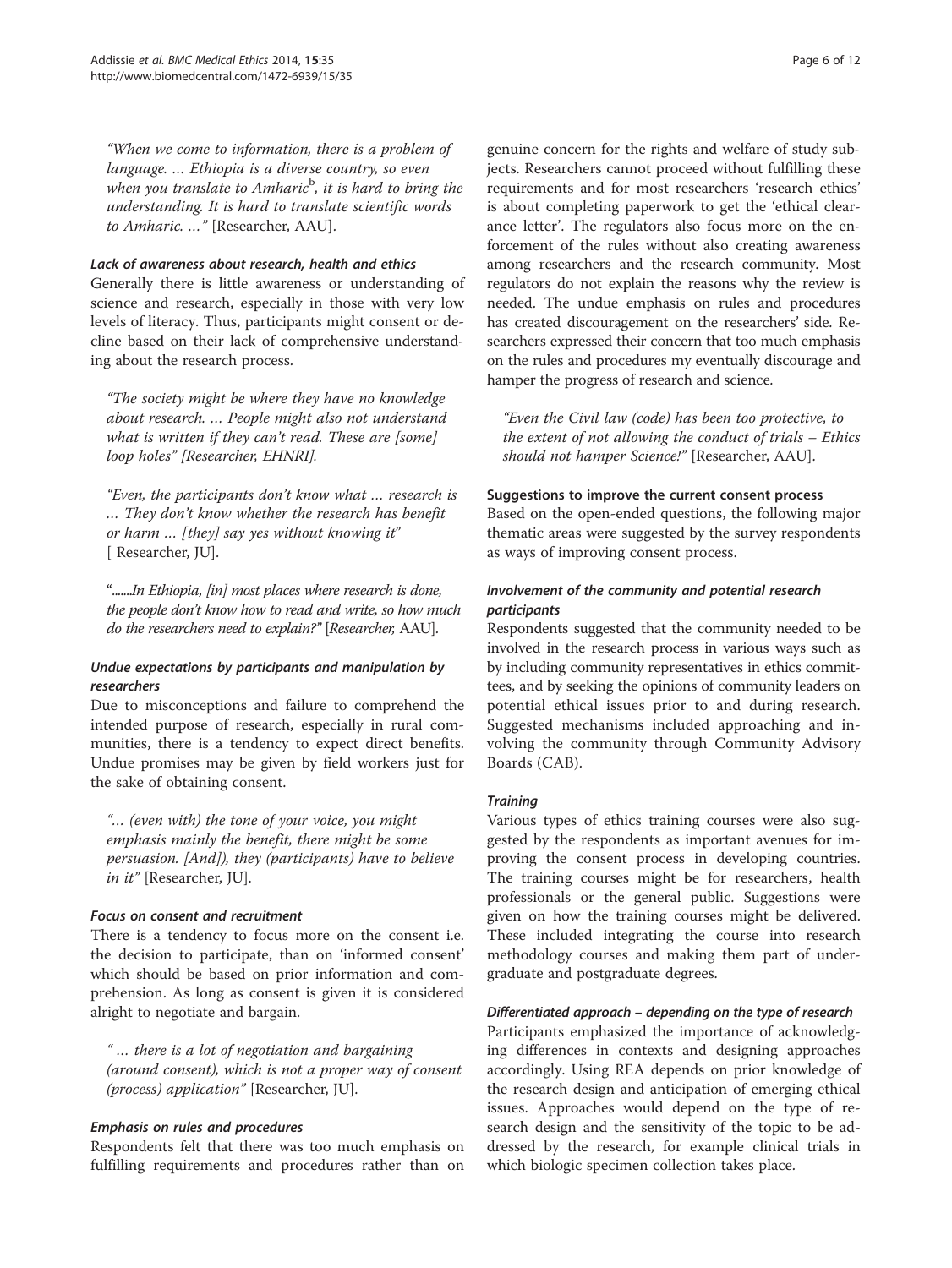*"When we come to information, there is a problem of language. … Ethiopia is a diverse country, so even when you translate to Amharic*[b]*, it is hard to bring the understanding. It is hard to translate scientific words to Amharic. …"* [Researcher, AAU].

#### *Lack of awareness about research, health and ethics*

Generally there is little awareness or understanding of science and research, especially in those with very low levels of literacy. Thus, participants might consent or decline based on their lack of comprehensive understanding about the research process.

*"The society might be where they have no knowledge about research. … People might also not understand what is written if they can't read. These are [some] loop holes" [Researcher, EHNRI].*

*"Even, the participants don't know what … research is … They don't know whether the research has benefit or harm … [they] say yes without knowing it"* [ Researcher, JU].

*"......In Ethiopia, [in] most places where research is done, the people don't know how to read and write, so how much do the researchers need to explain?"* [Researcher, AAU].

#### *Undue expectations by participants and manipulation by researchers*

Due to misconceptions and failure to comprehend the intended purpose of research, especially in rural communities, there is a tendency to expect direct benefits. Undue promises may be given by field workers just for the sake of obtaining consent.

*"… (even with) the tone of your voice, you might emphasis mainly the benefit, there might be some persuasion. [And]), they (participants) have to believe in it"* [Researcher, JU].

#### *Focus on consent and recruitment*

There is a tendency to focus more on the consent i.e. the decision to participate, than on 'informed consent' which should be based on prior information and comprehension. As long as consent is given it is considered alright to negotiate and bargain.

*" … there is a lot of negotiation and bargaining (around consent), which is not a proper way of consent (process) application"* [Researcher, JU].

#### *Emphasis on rules and procedures*

Respondents felt that there was too much emphasis on fulfilling requirements and procedures rather than on genuine concern for the rights and welfare of study subjects. Researchers cannot proceed without fulfilling these requirements and for most researchers 'research ethics' is about completing paperwork to get the 'ethical clearance letter'. The regulators also focus more on the enforcement of the rules without also creating awareness among researchers and the research community. Most regulators do not explain the reasons why the review is needed. The undue emphasis on rules and procedures has created discouragement on the researchers' side. Researchers expressed their concern that too much emphasis on the rules and procedures my eventually discourage and hamper the progress of research and science.

*"Even the Civil law (code) has been too protective, to the extent of not allowing the conduct of trials – Ethics should not hamper Science!"* [Researcher, AAU].

### Suggestions to improve the current consent process

Based on the open-ended questions, the following major thematic areas were suggested by the survey respondents as ways of improving consent process.

#### *Involvement of the community and potential research participants*

Respondents suggested that the community needed to be involved in the research process in various ways such as by including community representatives in ethics committees, and by seeking the opinions of community leaders on potential ethical issues prior to and during research. Suggested mechanisms included approaching and involving the community through Community Advisory Boards (CAB).

#### *Training*

Various types of ethics training courses were also suggested by the respondents as important avenues for improving the consent process in developing countries. The training courses might be for researchers, health professionals or the general public. Suggestions were given on how the training courses might be delivered. These included integrating the course into research methodology courses and making them part of undergraduate and postgraduate degrees.

#### *Differentiated approach – depending on the type of research*

Participants emphasized the importance of acknowledging differences in contexts and designing approaches accordingly. Using REA depends on prior knowledge of the research design and anticipation of emerging ethical issues. Approaches would depend on the type of research design and the sensitivity of the topic to be addressed by the research, for example clinical trials in which biologic specimen collection takes place.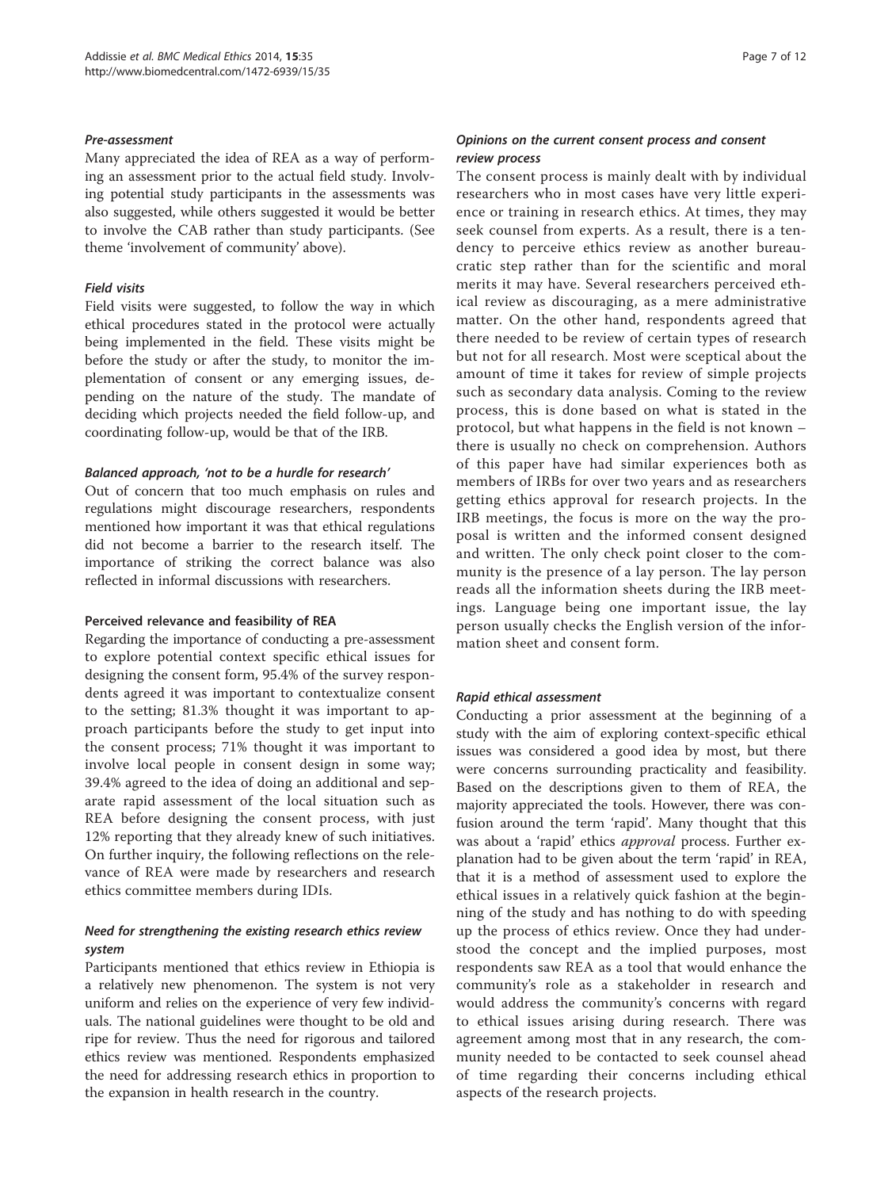#### *Pre-assessment*

Many appreciated the idea of REA as a way of performing an assessment prior to the actual field study. Involving potential study participants in the assessments was also suggested, while others suggested it would be better to involve the CAB rather than study participants. (See theme 'involvement of community' above).

#### *Field visits*

Field visits were suggested, to follow the way in which ethical procedures stated in the protocol were actually being implemented in the field. These visits might be before the study or after the study, to monitor the implementation of consent or any emerging issues, depending on the nature of the study. The mandate of deciding which projects needed the field follow-up, and coordinating follow-up, would be that of the IRB.

#### *Balanced approach, 'not to be a hurdle for research'*

Out of concern that too much emphasis on rules and regulations might discourage researchers, respondents mentioned how important it was that ethical regulations did not become a barrier to the research itself. The importance of striking the correct balance was also reflected in informal discussions with researchers.

### Perceived relevance and feasibility of REA

Regarding the importance of conducting a pre-assessment to explore potential context specific ethical issues for designing the consent form, 95.4% of the survey respondents agreed it was important to contextualize consent to the setting; 81.3% thought it was important to approach participants before the study to get input into the consent process; 71% thought it was important to involve local people in consent design in some way; 39.4% agreed to the idea of doing an additional and separate rapid assessment of the local situation such as REA before designing the consent process, with just 12% reporting that they already knew of such initiatives. On further inquiry, the following reflections on the relevance of REA were made by researchers and research ethics committee members during IDIs.

#### *Need for strengthening the existing research ethics review system*

Participants mentioned that ethics review in Ethiopia is a relatively new phenomenon. The system is not very uniform and relies on the experience of very few individuals. The national guidelines were thought to be old and ripe for review. Thus the need for rigorous and tailored ethics review was mentioned. Respondents emphasized the need for addressing research ethics in proportion to the expansion in health research in the country.

#### *Opinions on the current consent process and consent review process*

The consent process is mainly dealt with by individual researchers who in most cases have very little experience or training in research ethics. At times, they may seek counsel from experts. As a result, there is a tendency to perceive ethics review as another bureaucratic step rather than for the scientific and moral merits it may have. Several researchers perceived ethical review as discouraging, as a mere administrative matter. On the other hand, respondents agreed that there needed to be review of certain types of research but not for all research. Most were sceptical about the amount of time it takes for review of simple projects such as secondary data analysis. Coming to the review process, this is done based on what is stated in the protocol, but what happens in the field is not known – there is usually no check on comprehension. Authors of this paper have had similar experiences both as members of IRBs for over two years and as researchers getting ethics approval for research projects. In the IRB meetings, the focus is more on the way the proposal is written and the informed consent designed and written. The only check point closer to the community is the presence of a lay person. The lay person reads all the information sheets during the IRB meetings. Language being one important issue, the lay person usually checks the English version of the information sheet and consent form.

#### *Rapid ethical assessment*

Conducting a prior assessment at the beginning of a study with the aim of exploring context-specific ethical issues was considered a good idea by most, but there were concerns surrounding practicality and feasibility. Based on the descriptions given to them of REA, the majority appreciated the tools. However, there was confusion around the term 'rapid'. Many thought that this was about a 'rapid' ethics *approval* process. Further explanation had to be given about the term 'rapid' in REA, that it is a method of assessment used to explore the ethical issues in a relatively quick fashion at the beginning of the study and has nothing to do with speeding up the process of ethics review. Once they had understood the concept and the implied purposes, most respondents saw REA as a tool that would enhance the community's role as a stakeholder in research and would address the community's concerns with regard to ethical issues arising during research. There was agreement among most that in any research, the community needed to be contacted to seek counsel ahead of time regarding their concerns including ethical aspects of the research projects.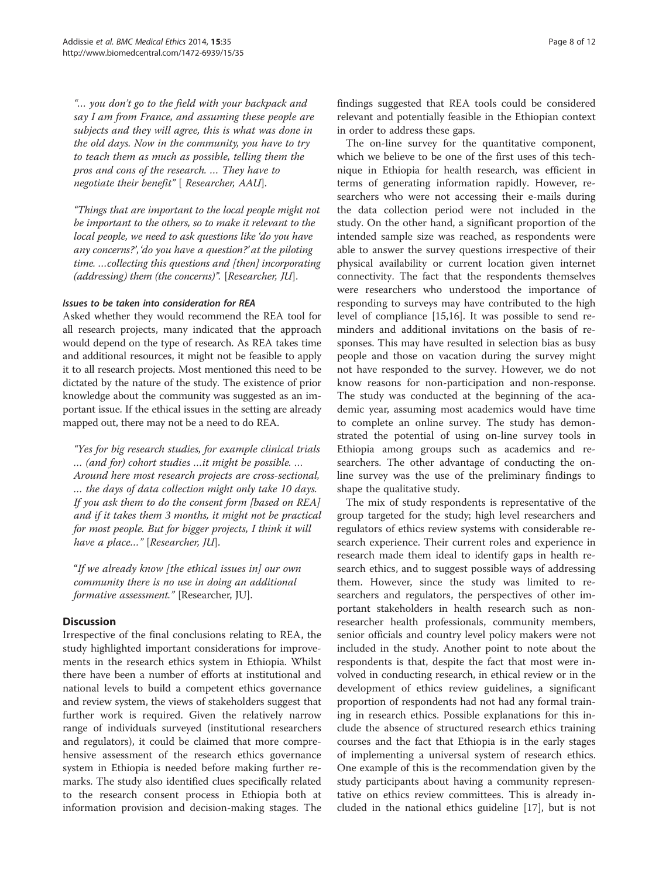"... you don't go to the field with your backpack and say I am from France, and assuming these people are subjects and they will agree, this is what was done in the old days. Now in the community, you have to try to teach them as much as possible, telling them the pros and cons of the research. ... They have to negotiate their benefit" [ Researcher, AAU].

"Things that are important to the local people might not be important to the others, so to make it relevant to the local people, we need to ask questions like 'do you have any concerns?', 'do you have a question?' at the piloting time. ...collecting this questions and [then] incorporating (addressing) them (the concerns)". [Researcher, JU].

#### Issues to be taken into consideration for REA

Asked whether they would recommend the REA tool for all research projects, many indicated that the approach would depend on the type of research. As REA takes time and additional resources, it might not be feasible to apply it to all research projects. Most mentioned this need to be dictated by the nature of the study. The existence of prior knowledge about the community was suggested as an important issue. If the ethical issues in the setting are already mapped out, there may not be a need to do REA.

"Yes for big research studies, for example clinical trials ... (and for) cohort studies ...it might be possible. ... Around here most research projects are cross-sectional, ... the days of data collection might only take 10 days. If you ask them to do the consent form [based on REA] and if it takes them 3 months, it might not be practical for most people. But for bigger projects, I think it will have a place..." [Researcher, JU].

"If we already know [the ethical issues in] our own community there is no use in doing an additional formative assessment." [Researcher, JU].

## Discussion

Irrespective of the final conclusions relating to REA, the study highlighted important considerations for improvements in the research ethics system in Ethiopia. Whilst there have been a number of efforts at institutional and national levels to build a competent ethics governance and review system, the views of stakeholders suggest that further work is required. Given the relatively narrow range of individuals surveyed (institutional researchers and regulators), it could be claimed that more comprehensive assessment of the research ethics governance system in Ethiopia is needed before making further remarks. The study also identified clues specifically related to the research consent process in Ethiopia both at information provision and decision-making stages. The findings suggested that REA tools could be considered relevant and potentially feasible in the Ethiopian context in order to address these gaps.

The on-line survey for the quantitative component, which we believe to be one of the first uses of this technique in Ethiopia for health research, was efficient in terms of generating information rapidly. However, researchers who were not accessing their e-mails during the data collection period were not included in the study. On the other hand, a significant proportion of the intended sample size was reached, as respondents were able to answer the survey questions irrespective of their physical availability or current location given internet connectivity. The fact that the respondents themselves were researchers who understood the importance of responding to surveys may have contributed to the high level of compliance [15,16]. It was possible to send reminders and additional invitations on the basis of responses. This may have resulted in selection bias as busy people and those on vacation during the survey might not have responded to the survey. However, we do not know reasons for non-participation and non-response. The study was conducted at the beginning of the academic year, assuming most academics would have time to complete an online survey. The study has demonstrated the potential of using on-line survey tools in Ethiopia among groups such as academics and researchers. The other advantage of conducting the on-line survey was the use of the preliminary findings to shape the qualitative study.

The mix of study respondents is representative of the group targeted for the study; high level researchers and regulators of ethics review systems with considerable research experience. Their current roles and experience in research made them ideal to identify gaps in health research ethics, and to suggest possible ways of addressing them. However, since the study was limited to researchers and regulators, the perspectives of other important stakeholders in health research such as non-researcher health professionals, community members, senior officials and country level policy makers were not included in the study. Another point to note about the respondents is that, despite the fact that most were involved in conducting research, in ethical review or in the development of ethics review guidelines, a significant proportion of respondents had not had any formal training in research ethics. Possible explanations for this include the absence of structured research ethics training courses and the fact that Ethiopia is in the early stages of implementing a universal system of research ethics. One example of this is the recommendation given by the study participants about having a community representative on ethics review committees. This is already included in the national ethics guideline [17], but is not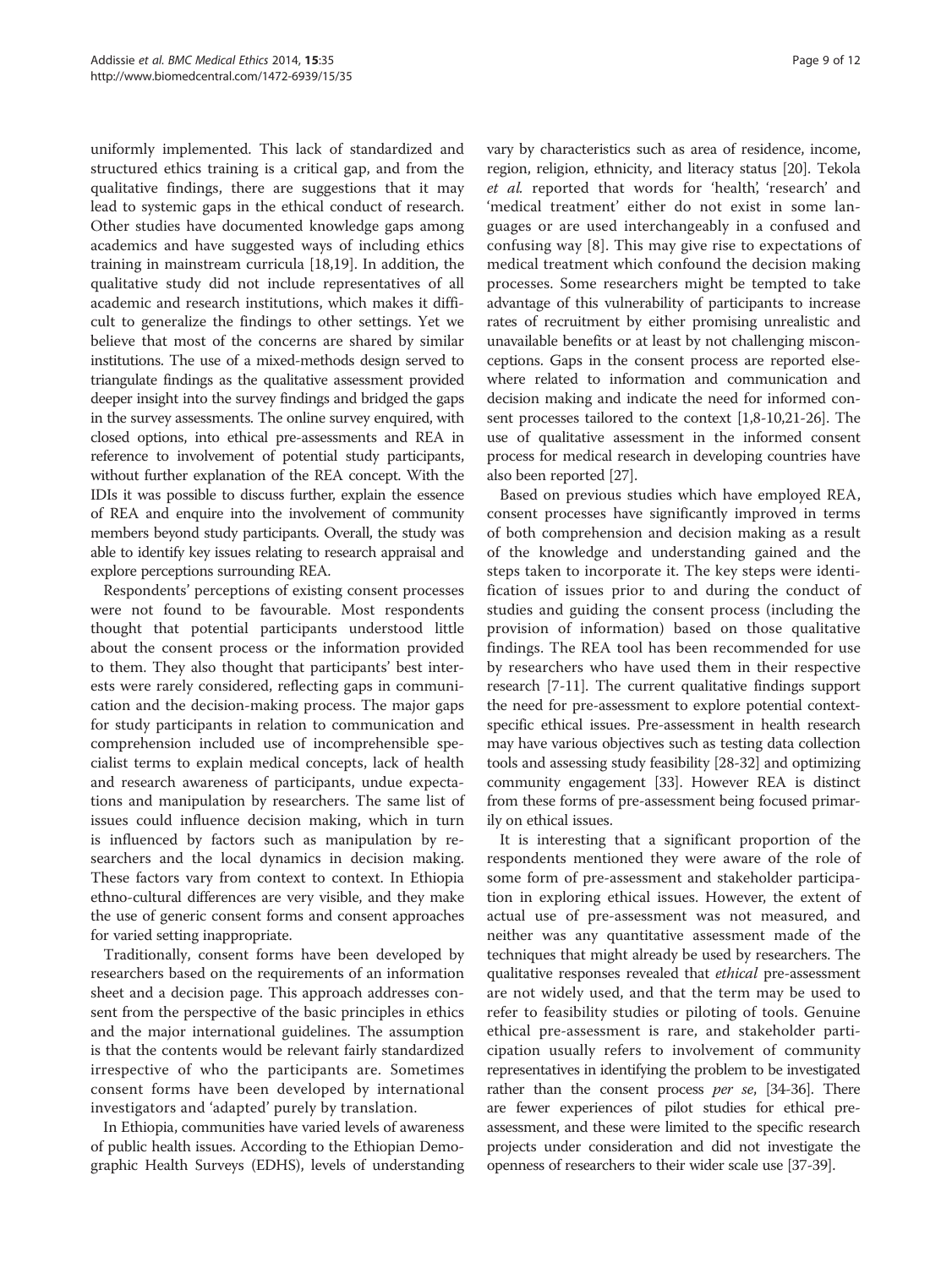uniformly implemented. This lack of standardized and structured ethics training is a critical gap, and from the qualitative findings, there are suggestions that it may lead to systemic gaps in the ethical conduct of research. Other studies have documented knowledge gaps among academics and have suggested ways of including ethics training in mainstream curricula [18,19]. In addition, the qualitative study did not include representatives of all academic and research institutions, which makes it difficult to generalize the findings to other settings. Yet we believe that most of the concerns are shared by similar institutions. The use of a mixed-methods design served to triangulate findings as the qualitative assessment provided deeper insight into the survey findings and bridged the gaps in the survey assessments. The online survey enquired, with closed options, into ethical pre-assessments and REA in reference to involvement of potential study participants, without further explanation of the REA concept. With the IDIs it was possible to discuss further, explain the essence of REA and enquire into the involvement of community members beyond study participants. Overall, the study was able to identify key issues relating to research appraisal and explore perceptions surrounding REA.

Respondents' perceptions of existing consent processes were not found to be favourable. Most respondents thought that potential participants understood little about the consent process or the information provided to them. They also thought that participants' best interests were rarely considered, reflecting gaps in communication and the decision-making process. The major gaps for study participants in relation to communication and comprehension included use of incomprehensible specialist terms to explain medical concepts, lack of health and research awareness of participants, undue expectations and manipulation by researchers. The same list of issues could influence decision making, which in turn is influenced by factors such as manipulation by researchers and the local dynamics in decision making. These factors vary from context to context. In Ethiopia ethno-cultural differences are very visible, and they make the use of generic consent forms and consent approaches for varied setting inappropriate.

Traditionally, consent forms have been developed by researchers based on the requirements of an information sheet and a decision page. This approach addresses consent from the perspective of the basic principles in ethics and the major international guidelines. The assumption is that the contents would be relevant fairly standardized irrespective of who the participants are. Sometimes consent forms have been developed by international investigators and 'adapted' purely by translation.

In Ethiopia, communities have varied levels of awareness of public health issues. According to the Ethiopian Demographic Health Surveys (EDHS), levels of understanding vary by characteristics such as area of residence, income, region, religion, ethnicity, and literacy status [20]. Tekola *et al.* reported that words for 'health', 'research' and 'medical treatment' either do not exist in some languages or are used interchangeably in a confused and confusing way [8]. This may give rise to expectations of medical treatment which confound the decision making processes. Some researchers might be tempted to take advantage of this vulnerability of participants to increase rates of recruitment by either promising unrealistic and unavailable benefits or at least by not challenging misconceptions. Gaps in the consent process are reported elsewhere related to information and communication and decision making and indicate the need for informed consent processes tailored to the context [1,8-10,21-26]. The use of qualitative assessment in the informed consent process for medical research in developing countries have also been reported [27].

Based on previous studies which have employed REA, consent processes have significantly improved in terms of both comprehension and decision making as a result of the knowledge and understanding gained and the steps taken to incorporate it. The key steps were identification of issues prior to and during the conduct of studies and guiding the consent process (including the provision of information) based on those qualitative findings. The REA tool has been recommended for use by researchers who have used them in their respective research [7-11]. The current qualitative findings support the need for pre-assessment to explore potential context-specific ethical issues. Pre-assessment in health research may have various objectives such as testing data collection tools and assessing study feasibility [28-32] and optimizing community engagement [33]. However REA is distinct from these forms of pre-assessment being focused primarily on ethical issues.

It is interesting that a significant proportion of the respondents mentioned they were aware of the role of some form of pre-assessment and stakeholder participation in exploring ethical issues. However, the extent of actual use of pre-assessment was not measured, and neither was any quantitative assessment made of the techniques that might already be used by researchers. The qualitative responses revealed that *ethical* pre-assessment are not widely used, and that the term may be used to refer to feasibility studies or piloting of tools. Genuine ethical pre-assessment is rare, and stakeholder participation usually refers to involvement of community representatives in identifying the problem to be investigated rather than the consent process *per se*, [34-36]. There are fewer experiences of pilot studies for ethical pre-assessment, and these were limited to the specific research projects under consideration and did not investigate the openness of researchers to their wider scale use [37-39].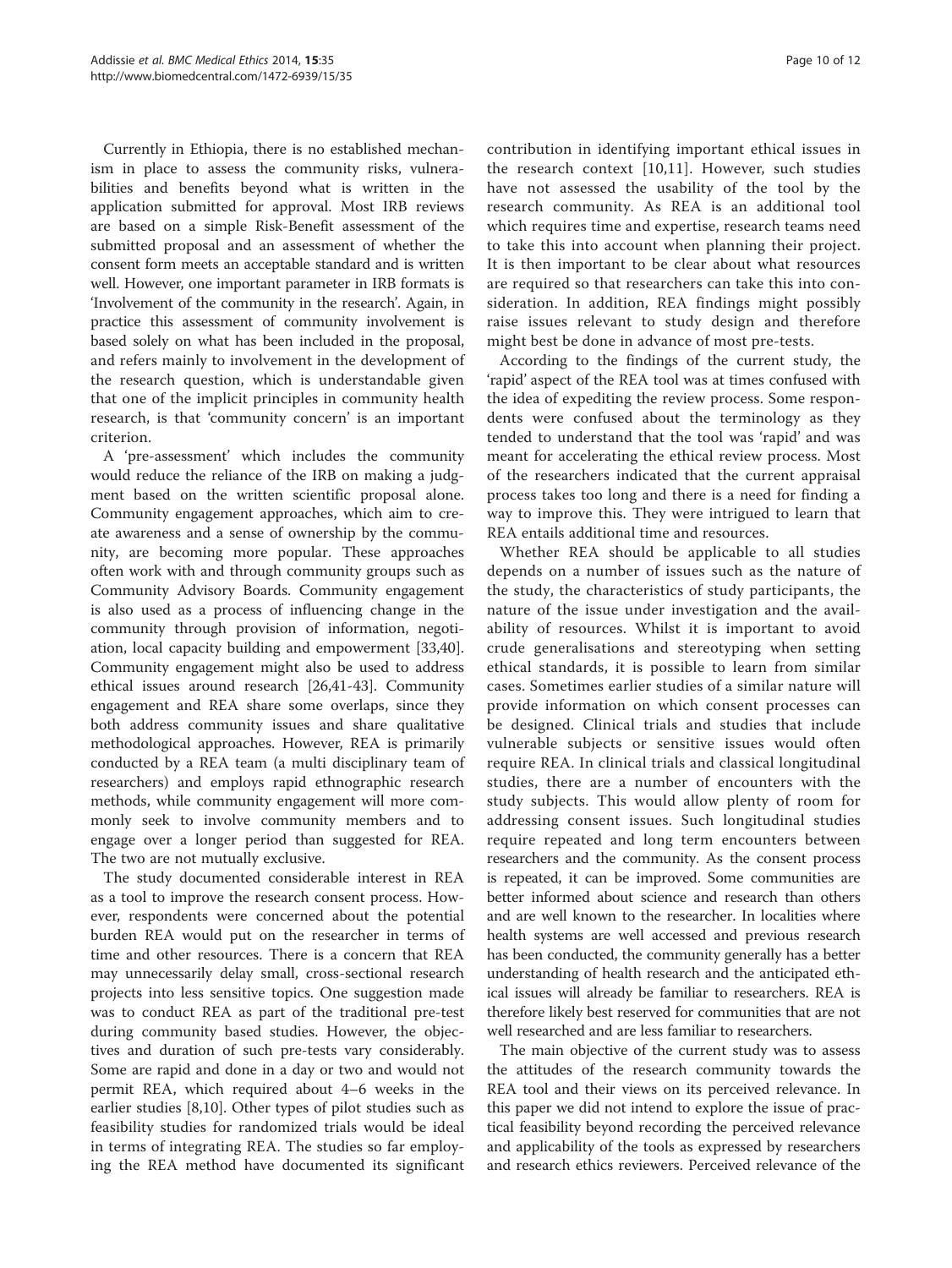Currently in Ethiopia, there is no established mechanism in place to assess the community risks, vulnerabilities and benefits beyond what is written in the application submitted for approval. Most IRB reviews are based on a simple Risk-Benefit assessment of the submitted proposal and an assessment of whether the consent form meets an acceptable standard and is written well. However, one important parameter in IRB formats is 'Involvement of the community in the research'. Again, in practice this assessment of community involvement is based solely on what has been included in the proposal, and refers mainly to involvement in the development of the research question, which is understandable given that one of the implicit principles in community health research, is that 'community concern' is an important criterion.

A 'pre-assessment' which includes the community would reduce the reliance of the IRB on making a judgment based on the written scientific proposal alone. Community engagement approaches, which aim to create awareness and a sense of ownership by the community, are becoming more popular. These approaches often work with and through community groups such as Community Advisory Boards. Community engagement is also used as a process of influencing change in the community through provision of information, negotiation, local capacity building and empowerment [33,40]. Community engagement might also be used to address ethical issues around research [26,41-43]. Community engagement and REA share some overlaps, since they both address community issues and share qualitative methodological approaches. However, REA is primarily conducted by a REA team (a multi disciplinary team of researchers) and employs rapid ethnographic research methods, while community engagement will more commonly seek to involve community members and to engage over a longer period than suggested for REA. The two are not mutually exclusive.

The study documented considerable interest in REA as a tool to improve the research consent process. However, respondents were concerned about the potential burden REA would put on the researcher in terms of time and other resources. There is a concern that REA may unnecessarily delay small, cross-sectional research projects into less sensitive topics. One suggestion made was to conduct REA as part of the traditional pre-test during community based studies. However, the objectives and duration of such pre-tests vary considerably. Some are rapid and done in a day or two and would not permit REA, which required about 4–6 weeks in the earlier studies [8,10]. Other types of pilot studies such as feasibility studies for randomized trials would be ideal in terms of integrating REA. The studies so far employing the REA method have documented its significant contribution in identifying important ethical issues in the research context [10,11]. However, such studies have not assessed the usability of the tool by the research community. As REA is an additional tool which requires time and expertise, research teams need to take this into account when planning their project. It is then important to be clear about what resources are required so that researchers can take this into consideration. In addition, REA findings might possibly raise issues relevant to study design and therefore might best be done in advance of most pre-tests.

According to the findings of the current study, the 'rapid' aspect of the REA tool was at times confused with the idea of expediting the review process. Some respondents were confused about the terminology as they tended to understand that the tool was 'rapid' and was meant for accelerating the ethical review process. Most of the researchers indicated that the current appraisal process takes too long and there is a need for finding a way to improve this. They were intrigued to learn that REA entails additional time and resources.

Whether REA should be applicable to all studies depends on a number of issues such as the nature of the study, the characteristics of study participants, the nature of the issue under investigation and the availability of resources. Whilst it is important to avoid crude generalisations and stereotyping when setting ethical standards, it is possible to learn from similar cases. Sometimes earlier studies of a similar nature will provide information on which consent processes can be designed. Clinical trials and studies that include vulnerable subjects or sensitive issues would often require REA. In clinical trials and classical longitudinal studies, there are a number of encounters with the study subjects. This would allow plenty of room for addressing consent issues. Such longitudinal studies require repeated and long term encounters between researchers and the community. As the consent process is repeated, it can be improved. Some communities are better informed about science and research than others and are well known to the researcher. In localities where health systems are well accessed and previous research has been conducted, the community generally has a better understanding of health research and the anticipated ethical issues will already be familiar to researchers. REA is therefore likely best reserved for communities that are not well researched and are less familiar to researchers.

The main objective of the current study was to assess the attitudes of the research community towards the REA tool and their views on its perceived relevance. In this paper we did not intend to explore the issue of practical feasibility beyond recording the perceived relevance and applicability of the tools as expressed by researchers and research ethics reviewers. Perceived relevance of the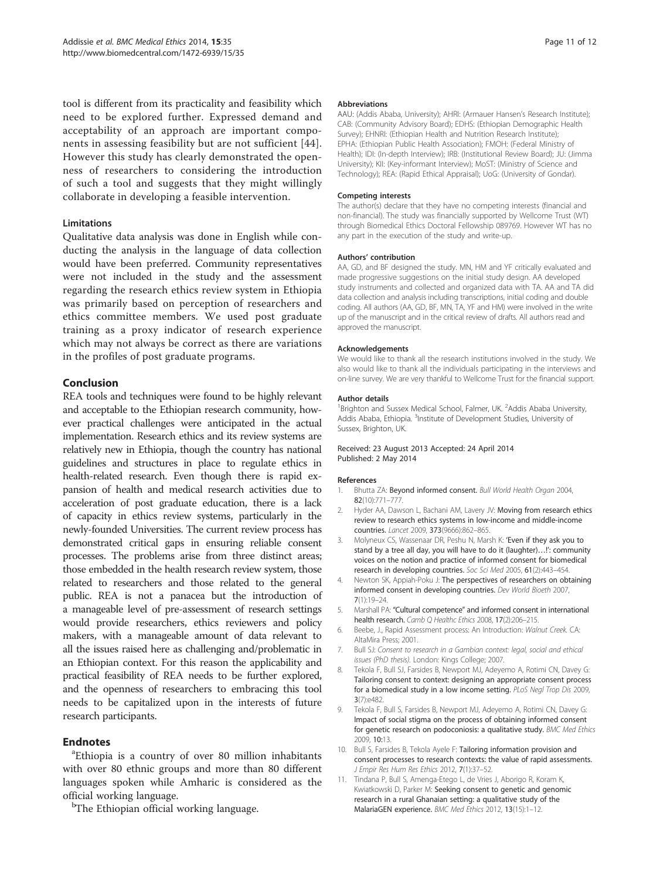tool is different from its practicality and feasibility which need to be explored further. Expressed demand and acceptability of an approach are important components in assessing feasibility but are not sufficient [44]. However this study has clearly demonstrated the openness of researchers to considering the introduction of such a tool and suggests that they might willingly collaborate in developing a feasible intervention.

### Limitations

Qualitative data analysis was done in English while conducting the analysis in the language of data collection would have been preferred. Community representatives were not included in the study and the assessment regarding the research ethics review system in Ethiopia was primarily based on perception of researchers and ethics committee members. We used post graduate training as a proxy indicator of research experience which may not always be correct as there are variations in the profiles of post graduate programs.

## Conclusion

REA tools and techniques were found to be highly relevant and acceptable to the Ethiopian research community, however practical challenges were anticipated in the actual implementation. Research ethics and its review systems are relatively new in Ethiopia, though the country has national guidelines and structures in place to regulate ethics in health-related research. Even though there is rapid expansion of health and medical research activities due to acceleration of post graduate education, there is a lack of capacity in ethics review systems, particularly in the newly-founded Universities. The current review process has demonstrated critical gaps in ensuring reliable consent processes. The problems arise from three distinct areas; those embedded in the health research review system, those related to researchers and those related to the general public. REA is not a panacea but the introduction of a manageable level of pre-assessment of research settings would provide researchers, ethics reviewers and policy makers, with a manageable amount of data relevant to all the issues raised here as challenging and/problematic in an Ethiopian context. For this reason the applicability and practical feasibility of REA needs to be further explored, and the openness of researchers to embracing this tool needs to be capitalized upon in the interests of future research participants.

## Endnotes

[a]Ethiopia is a country of over 80 million inhabitants with over 80 ethnic groups and more than 80 different languages spoken while Amharic is considered as the official working language.

[b]The Ethiopian official working language.

#### Abbreviations

AAU: (Addis Ababa, University); AHRI: (Armauer Hansen's Research Institute); CAB: (Community Advisory Board); EDHS: (Ethiopian Demographic Health Survey); EHNRI: (Ethiopian Health and Nutrition Research Institute); EPHA: (Ethiopian Public Health Association); FMOH: (Federal Ministry of Health); IDI: (In-depth Interview); IRB: (Institutional Review Board); JU: (Jimma University); KII: (Key-informant Interview); MoST: (Ministry of Science and Technology); REA: (Rapid Ethical Appraisal); UoG: (University of Gondar).

#### Competing interests

The author(s) declare that they have no competing interests (financial and non-financial). The study was financially supported by Wellcome Trust (WT) through Biomedical Ethics Doctoral Fellowship 089769. However WT has no any part in the execution of the study and write-up.

#### Authors' contribution

AA, GD, and BF designed the study. MN, HM and YF critically evaluated and made progressive suggestions on the initial study design. AA developed study instruments and collected and organized data with TA. AA and TA did data collection and analysis including transcriptions, initial coding and double coding. All authors (AA, GD, BF, MN, TA, YF and HM) were involved in the write up of the manuscript and in the critical review of drafts. All authors read and approved the manuscript.

#### Acknowledgements

We would like to thank all the research institutions involved in the study. We also would like to thank all the individuals participating in the interviews and on-line survey. We are very thankful to Wellcome Trust for the financial support.

#### Author details

[1]Brighton and Sussex Medical School, Falmer, UK. [2]Addis Ababa University, Addis Ababa, Ethiopia. [3]Institute of Development Studies, University of Sussex, Brighton, UK.

Received: 23 August 2013 Accepted: 24 April 2014
Published: 2 May 2014

#### References

1. Bhutta ZA: **Beyond informed consent.** *Bull World Health Organ* 2004, **82**(10):771–777.
2. Hyder AA, Dawson L, Bachani AM, Lavery JV: **Moving from research ethics review to research ethics systems in low-income and middle-income countries.** *Lancet* 2009, **373**(9666):862–865.
3. Molyneux CS, Wassenaar DR, Peshu N, Marsh K: **'Even if they ask you to stand by a tree all day, you will have to do it (laughter)…!': community voices on the notion and practice of informed consent for biomedical research in developing countries.** *Soc Sci Med* 2005, **61**(2):443–454.
4. Newton SK, Appiah-Poku J: **The perspectives of researchers on obtaining informed consent in developing countries.** *Dev World Bioeth* 2007, **7**(1):19–24.
5. Marshall PA: **"Cultural competence" and informed consent in international health research.** *Camb Q Healthc Ethics* 2008, **17**(2):206–215.
6. Beebe, J., Rapid Assessment process: An Introduction: *Walnut Creek.* CA: AltaMira Press; 2001.
7. Bull SJ: *Consent to research in a Gambian context: legal, social and ethical issues (PhD thesis).* London: Kings College; 2007.
8. Tekola F, Bull SJ, Farsides B, Newport MJ, Adeyemo A, Rotimi CN, Davey G: **Tailoring consent to context: designing an appropriate consent process for a biomedical study in a low income setting.** *PLoS Negl Trop Dis* 2009, **3**(7):e482.
9. Tekola F, Bull S, Farsides B, Newport MJ, Adeyemo A, Rotimi CN, Davey G: **Impact of social stigma on the process of obtaining informed consent for genetic research on podoconiosis: a qualitative study.** *BMC Med Ethics* 2009, **10**:13.
10. Bull S, Farsides B, Tekola Ayele F: **Tailoring information provision and consent processes to research contexts: the value of rapid assessments.** *J Empir Res Hum Res Ethics* 2012, **7**(1):37–52.
11. Tindana P, Bull S, Amenga-Etego L, de Vries J, Aborigo R, Koram K, Kwiatkowski D, Parker M: **Seeking consent to genetic and genomic research in a rural Ghanaian setting: a qualitative study of the MalariaGEN experience.** *BMC Med Ethics* 2012, **13**(15):1–12.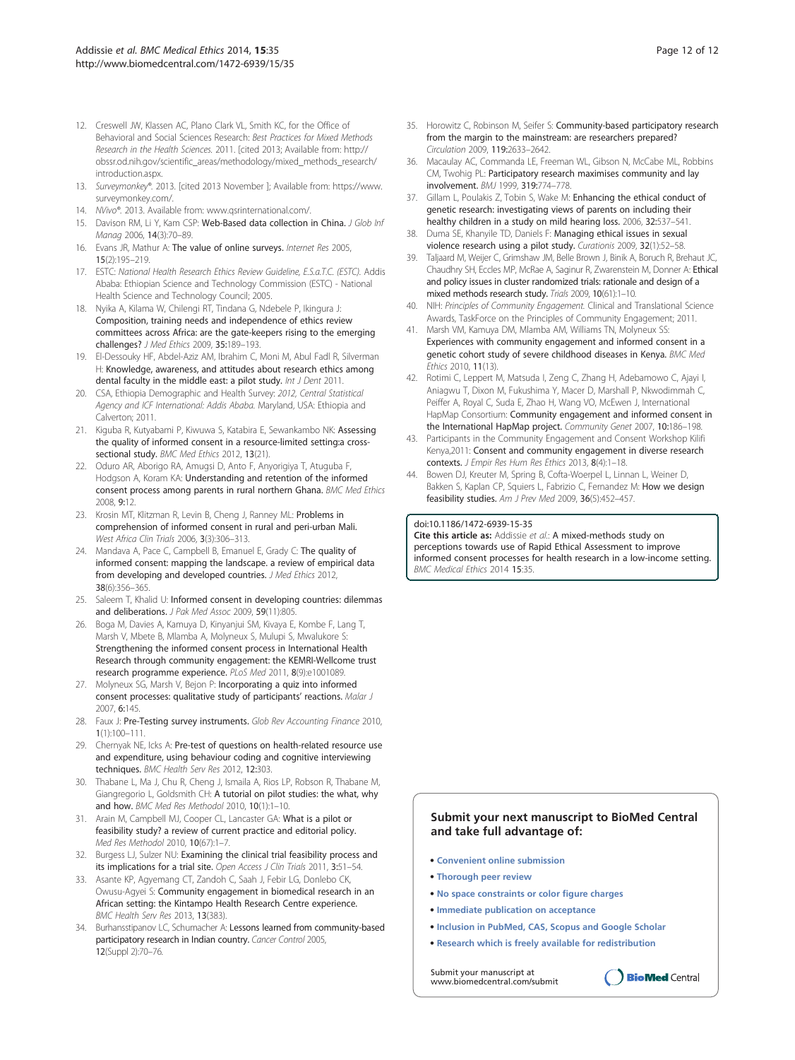12. Creswell JW, Klassen AC, Plano Clark VL, Smith KC, for the Office of Behavioral and Social Sciences Research: *Best Practices for Mixed Methods Research in the Health Sciences.* 2011. [cited 2013; Available from: http://obssr.od.nih.gov/scientific_areas/methodology/mixed_methods_research/introduction.aspx.
13. *Surveymonkey®.* 2013. [cited 2013 November ]; Available from: https://www.surveymonkey.com/.
14. *NVivo®.* 2013. Available from: www.qsrinternational.com/.
15. Davison RM, Li Y, Kam CSP: **Web-Based data collection in China.** *J Glob Inf Manag* 2006, **14**(3):70–89.
16. Evans JR, Mathur A: **The value of online surveys.** *Internet Res* 2005, **15**(2):195–219.
17. ESTC: *National Health Research Ethics Review Guideline, E.S.a.T.C. (ESTC).* Addis Ababa: Ethiopian Science and Technology Commission (ESTC) - National Health Science and Technology Council; 2005.
18. Nyika A, Kilama W, Chilengi RT, Tindana G, Ndebele P, Ikingura J: **Composition, training needs and independence of ethics review committees across Africa: are the gate-keepers rising to the emerging challenges?** *J Med Ethics* 2009, **35**:189–193.
19. El-Dessouky HF, Abdel-Aziz AM, Ibrahim C, Moni M, Abul Fadl R, Silverman H: **Knowledge, awareness, and attitudes about research ethics among dental faculty in the middle east: a pilot study.** *Int J Dent* 2011.
20. CSA, Ethiopia Demographic and Health Survey: *2012, Central Statistical Agency and ICF International: Addis Ababa.* Maryland, USA: Ethiopia and Calverton; 2011.
21. Kiguba R, Kutyabami P, Kiwuwa S, Katabira E, Sewankambo NK: **Assessing the quality of informed consent in a resource-limited setting:a cross-sectional study.** *BMC Med Ethics* 2012, **13**(21).
22. Oduro AR, Aborigo RA, Amugsi D, Anto F, Anyorigiya T, Atuguba F, Hodgson A, Koram KA: **Understanding and retention of the informed consent process among parents in rural northern Ghana.** *BMC Med Ethics* 2008, **9**:12.
23. Krosin MT, Klitzman R, Levin B, Cheng J, Ranney ML: **Problems in comprehension of informed consent in rural and peri-urban Mali.** *West Africa Clin Trials* 2006, **3**(3):306–313.
24. Mandava A, Pace C, Campbell B, Emanuel E, Grady C: **The quality of informed consent: mapping the landscape. a review of empirical data from developing and developed countries.** *J Med Ethics* 2012, **38**(6):356–365.
25. Saleem T, Khalid U: **Informed consent in developing countries: dilemmas and deliberations.** *J Pak Med Assoc* 2009, **59**(11):805.
26. Boga M, Davies A, Kamuya D, Kinyanjui SM, Kivaya E, Kombe F, Lang T, Marsh V, Mbete B, Mlamba A, Molyneux S, Mulupi S, Mwalukore S: **Strengthening the informed consent process in International Health Research through community engagement: the KEMRI-Wellcome trust research programme experience.** *PLoS Med* 2011, **8**(9):e1001089.
27. Molyneux SG, Marsh V, Bejon P: **Incorporating a quiz into informed consent processes: qualitative study of participants' reactions.** *Malar J* 2007, **6**:145.
28. Faux J: **Pre-Testing survey instruments.** *Glob Rev Accounting Finance* 2010, **1**(1):100–111.
29. Chernyak NE, Icks A: **Pre-test of questions on health-related resource use and expenditure, using behaviour coding and cognitive interviewing techniques.** *BMC Health Serv Res* 2012, **12**:303.
30. Thabane L, Ma J, Chu R, Cheng J, Ismaila A, Rios LP, Robson R, Thabane M, Giangregorio L, Goldsmith CH: **A tutorial on pilot studies: the what, why and how.** *BMC Med Res Methodol* 2010, **10**(1):1–10.
31. Arain M, Campbell MJ, Cooper CL, Lancaster GA: **What is a pilot or feasibility study? a review of current practice and editorial policy.** *Med Res Methodol* 2010, **10**(67):1–7.
32. Burgess LJ, Sulzer NU: **Examining the clinical trial feasibility process and its implications for a trial site.** *Open Access J Clin Trials* 2011, **3**:51–54.
33. Asante KP, Agyemang CT, Zandoh C, Saah J, Febir LG, Donlebo CK, Owusu-Agyei S: **Community engagement in biomedical research in an African setting: the Kintampo Health Research Centre experience.** *BMC Health Serv Res* 2013, **13**(383).
34. Burhansstipanov LC, Schumacher A: **Lessons learned from community-based participatory research in Indian country.** *Cancer Control* 2005, **12**(Suppl 2):70–76.
35. Horowitz C, Robinson M, Seifer S: **Community-based participatory research from the margin to the mainstream: are researchers prepared?** *Circulation* 2009, **119**:2633–2642.
36. Macaulay AC, Commanda LE, Freeman WL, Gibson N, McCabe ML, Robbins CM, Twohig PL: **Participatory research maximises community and lay involvement.** *BMJ* 1999, **319**:774–778.
37. Gillam L, Poulakis Z, Tobin S, Wake M: **Enhancing the ethical conduct of genetic research: investigating views of parents on including their healthy children in a study on mild hearing loss.** 2006, **32**:537–541.
38. Duma SE, Khanyile TD, Daniels F: **Managing ethical issues in sexual violence research using a pilot study.** *Curationis* 2009, **32**(1):52–58.
39. Taljaard M, Weijer C, Grimshaw JM, Belle Brown J, Binik A, Boruch R, Brehaut JC, Chaudhry SH, Eccles MP, McRae A, Saginur R, Zwarenstein M, Donner A: **Ethical and policy issues in cluster randomized trials: rationale and design of a mixed methods research study.** *Trials* 2009, **10**(61):1–10.
40. NIH: *Principles of Community Engagement.* Clinical and Translational Science Awards, TaskForce on the Principles of Community Engagement; 2011.
41. Marsh VM, Kamuya DM, Mlamba AM, Williams TN, Molyneux SS: **Experiences with community engagement and informed consent in a genetic cohort study of severe childhood diseases in Kenya.** *BMC Med Ethics* 2010, **11**(13).
42. Rotimi C, Leppert M, Matsuda I, Zeng C, Zhang H, Adebamowo C, Ajayi I, Aniagwu T, Dixon M, Fukushima Y, Macer D, Marshall P, Nkwodimmah C, Peiffer A, Royal C, Suda E, Zhao H, Wang VO, McEwen J, International HapMap Consortium: **Community engagement and informed consent in the International HapMap project.** *Community Genet* 2007, **10**:186–198.
43. Participants in the Community Engagement and Consent Workshop Kilifi Kenya,2011: **Consent and community engagement in diverse research contexts.** *J Empir Res Hum Res Ethics* 2013, **8**(4):1–18.
44. Bowen DJ, Kreuter M, Spring B, Cofta-Woerpel L, Linnan L, Weiner D, Bakken S, Kaplan CP, Squiers L, Fabrizio C, Fernandez M: **How we design feasibility studies.** *Am J Prev Med* 2009, **36**(5):452–457.

doi:10.1186/1472-6939-15-35

**Cite this article as:** Addissie *et al.*: A mixed-methods study on perceptions towards use of Rapid Ethical Assessment to improve informed consent processes for health research in a low-income setting. *BMC Medical Ethics* 2014 **15**:35.

**Submit your next manuscript to BioMed Central and take full advantage of:**

- **Convenient online submission**
- **Thorough peer review**
- **No space constraints or color figure charges**
- **Immediate publication on acceptance**
- **Inclusion in PubMed, CAS, Scopus and Google Scholar**
- **Research which is freely available for redistribution**

Submit your manuscript at www.biomedcentral.com/submit

BioMed Central